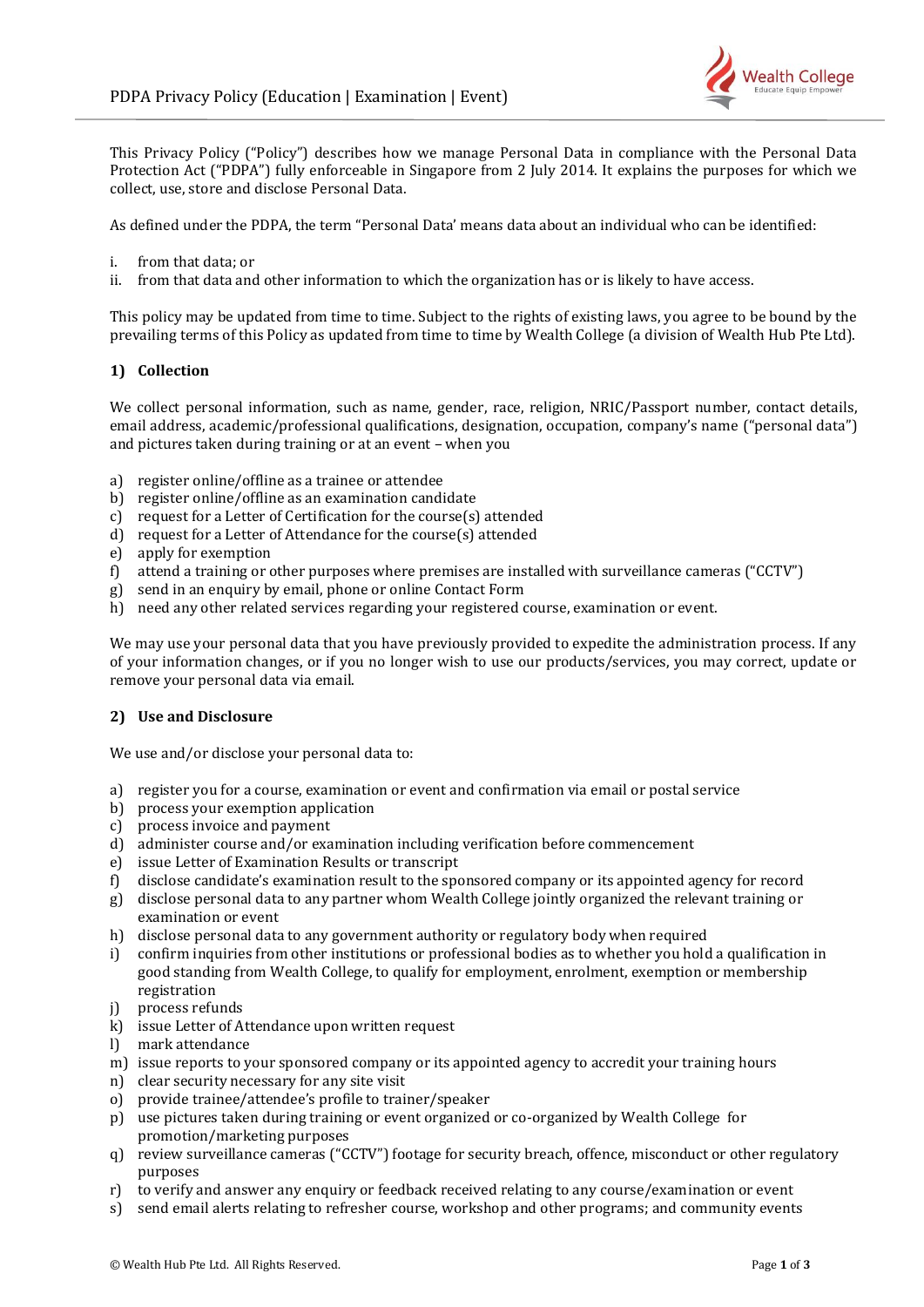# PDPA Privacy Policy (Education | Examination | Event)

This Privacy Policy ("Policy") describes how we manage Personal Data in compliance with the Personal Data Protection Act ("PDPA") fully enforceable in Singapore from 2 July 2014. It explains the purposes for which we collect, use, store and disclose Personal Data.

As defined under the PDPA, the term "Personal Data' means data about an individual who can be identified:

i. from that data; or
ii. from that data and other information to which the organization has or is likely to have access.

This policy may be updated from time to time. Subject to the rights of existing laws, you agree to be bound by the prevailing terms of this Policy as updated from time to time by Wealth College (a division of Wealth Hub Pte Ltd).

### 1) Collection

We collect personal information, such as name, gender, race, religion, NRIC/Passport number, contact details, email address, academic/professional qualifications, designation, occupation, company's name ("personal data") and pictures taken during training or at an event – when you

a) register online/offline as a trainee or attendee
b) register online/offline as an examination candidate
c) request for a Letter of Certification for the course(s) attended
d) request for a Letter of Attendance for the course(s) attended
e) apply for exemption
f) attend a training or other purposes where premises are installed with surveillance cameras ("CCTV")
g) send in an enquiry by email, phone or online Contact Form
h) need any other related services regarding your registered course, examination or event.

We may use your personal data that you have previously provided to expedite the administration process. If any of your information changes, or if you no longer wish to use our products/services, you may correct, update or remove your personal data via email.

### 2) Use and Disclosure

We use and/or disclose your personal data to:

a) register you for a course, examination or event and confirmation via email or postal service
b) process your exemption application
c) process invoice and payment
d) administer course and/or examination including verification before commencement
e) issue Letter of Examination Results or transcript
f) disclose candidate's examination result to the sponsored company or its appointed agency for record
g) disclose personal data to any partner whom Wealth College jointly organized the relevant training or examination or event
h) disclose personal data to any government authority or regulatory body when required
i) confirm inquiries from other institutions or professional bodies as to whether you hold a qualification in good standing from Wealth College, to qualify for employment, enrolment, exemption or membership registration
j) process refunds
k) issue Letter of Attendance upon written request
l) mark attendance
m) issue reports to your sponsored company or its appointed agency to accredit your training hours
n) clear security necessary for any site visit
o) provide trainee/attendee's profile to trainer/speaker
p) use pictures taken during training or event organized or co-organized by Wealth College for promotion/marketing purposes
q) review surveillance cameras ("CCTV") footage for security breach, offence, misconduct or other regulatory purposes
r) to verify and answer any enquiry or feedback received relating to any course/examination or event
s) send email alerts relating to refresher course, workshop and other programs; and community events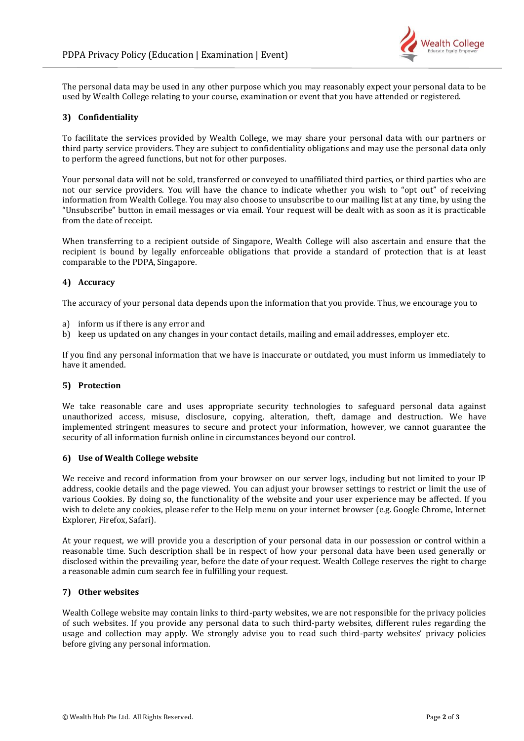The personal data may be used in any other purpose which you may reasonably expect your personal data to be used by Wealth College relating to your course, examination or event that you have attended or registered.

## 3) Confidentiality

To facilitate the services provided by Wealth College, we may share your personal data with our partners or third party service providers. They are subject to confidentiality obligations and may use the personal data only to perform the agreed functions, but not for other purposes.

Your personal data will not be sold, transferred or conveyed to unaffiliated third parties, or third parties who are not our service providers. You will have the chance to indicate whether you wish to "opt out" of receiving information from Wealth College. You may also choose to unsubscribe to our mailing list at any time, by using the "Unsubscribe" button in email messages or via email. Your request will be dealt with as soon as it is practicable from the date of receipt.

When transferring to a recipient outside of Singapore, Wealth College will also ascertain and ensure that the recipient is bound by legally enforceable obligations that provide a standard of protection that is at least comparable to the PDPA, Singapore.

## 4) Accuracy

The accuracy of your personal data depends upon the information that you provide. Thus, we encourage you to

a) inform us if there is any error and
b) keep us updated on any changes in your contact details, mailing and email addresses, employer etc.

If you find any personal information that we have is inaccurate or outdated, you must inform us immediately to have it amended.

## 5) Protection

We take reasonable care and uses appropriate security technologies to safeguard personal data against unauthorized access, misuse, disclosure, copying, alteration, theft, damage and destruction. We have implemented stringent measures to secure and protect your information, however, we cannot guarantee the security of all information furnish online in circumstances beyond our control.

## 6) Use of Wealth College website

We receive and record information from your browser on our server logs, including but not limited to your IP address, cookie details and the page viewed. You can adjust your browser settings to restrict or limit the use of various Cookies. By doing so, the functionality of the website and your user experience may be affected. If you wish to delete any cookies, please refer to the Help menu on your internet browser (e.g. Google Chrome, Internet Explorer, Firefox, Safari).

At your request, we will provide you a description of your personal data in our possession or control within a reasonable time. Such description shall be in respect of how your personal data have been used generally or disclosed within the prevailing year, before the date of your request. Wealth College reserves the right to charge a reasonable admin cum search fee in fulfilling your request.

## 7) Other websites

Wealth College website may contain links to third-party websites, we are not responsible for the privacy policies of such websites. If you provide any personal data to such third-party websites, different rules regarding the usage and collection may apply. We strongly advise you to read such third-party websites' privacy policies before giving any personal information.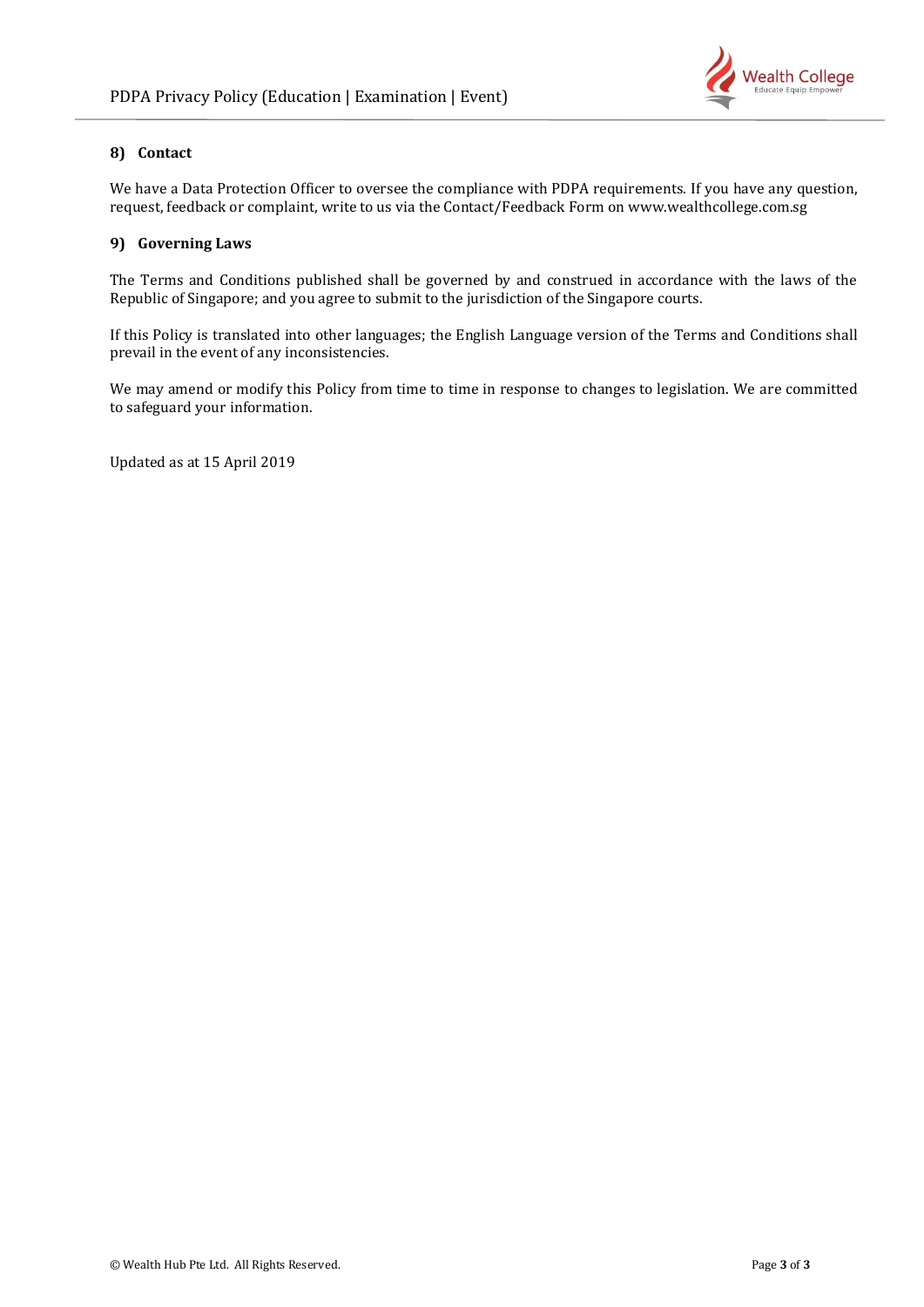### 8) Contact

We have a Data Protection Officer to oversee the compliance with PDPA requirements. If you have any question, request, feedback or complaint, write to us via the Contact/Feedback Form on www.wealthcollege.com.sg

### 9) Governing Laws

The Terms and Conditions published shall be governed by and construed in accordance with the laws of the Republic of Singapore; and you agree to submit to the jurisdiction of the Singapore courts.

If this Policy is translated into other languages; the English Language version of the Terms and Conditions shall prevail in the event of any inconsistencies.

We may amend or modify this Policy from time to time in response to changes to legislation. We are committed to safeguard your information.

Updated as at 15 April 2019

© Wealth Hub Pte Ltd. All Rights Reserved.